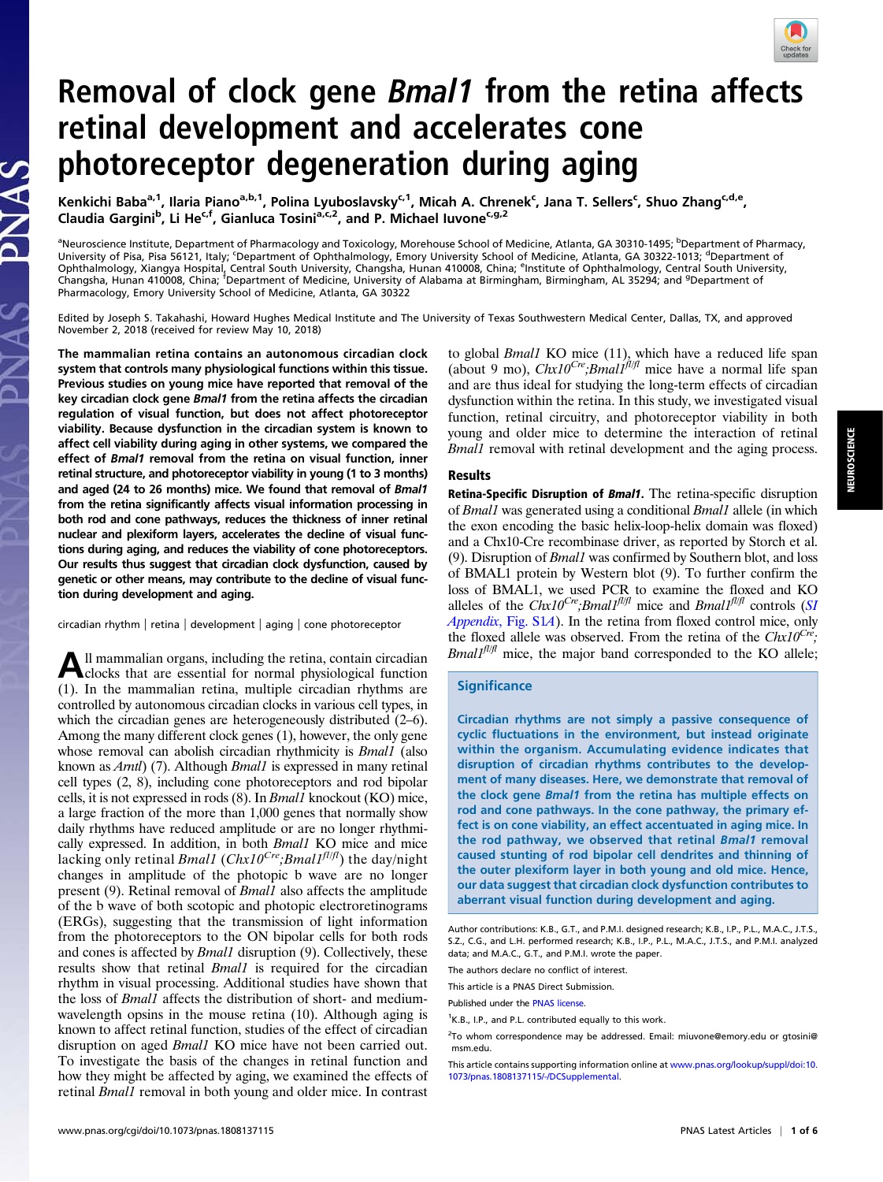# Removal of clock gene *Bmal1* from the retina affects retinal development and accelerates cone photoreceptor degeneration during aging

Kenkichi Baba[a,1], Ilaria Piano[a,b,1], Polina Lyuboslavsky[c,1], Micah A. Chrenek[c], Jana T. Sellers[c], Shuo Zhang[c,d,e], Claudia Gargini[b], Li He[c,f], Gianluca Tosini[a,c,2], and P. Michael Iuvone[c,g,2]

[a]Neuroscience Institute, Department of Pharmacology and Toxicology, Morehouse School of Medicine, Atlanta, GA 30310-1495; [b]Department of Pharmacy, University of Pisa, Pisa 56121, Italy; [c]Department of Ophthalmology, Emory University School of Medicine, Atlanta, GA 30322-1013; [d]Department of Ophthalmology, Xiangya Hospital, Central South University, Changsha, Hunan 410008, China; [e]Institute of Ophthalmology, Central South University, Changsha, Hunan 410008, China; [f]Department of Medicine, University of Alabama at Birmingham, Birmingham, AL 35294; and [g]Department of Pharmacology, Emory University School of Medicine, Atlanta, GA 30322

Edited by Joseph S. Takahashi, Howard Hughes Medical Institute and The University of Texas Southwestern Medical Center, Dallas, TX, and approved November 2, 2018 (received for review May 10, 2018)

**The mammalian retina contains an autonomous circadian clock system that controls many physiological functions within this tissue. Previous studies on young mice have reported that removal of the key circadian clock gene *Bmal1* from the retina affects the circadian regulation of visual function, but does not affect photoreceptor viability. Because dysfunction in the circadian system is known to affect cell viability during aging in other systems, we compared the effect of *Bmal1* removal from the retina on visual function, inner retinal structure, and photoreceptor viability in young (1 to 3 months) and aged (24 to 26 months) mice. We found that removal of *Bmal1* from the retina significantly affects visual information processing in both rod and cone pathways, reduces the thickness of inner retinal nuclear and plexiform layers, accelerates the decline of visual functions during aging, and reduces the viability of cone photoreceptors. Our results thus suggest that circadian clock dysfunction, caused by genetic or other means, may contribute to the decline of visual function during development and aging.**

circadian rhythm | retina | development | aging | cone photoreceptor

All mammalian organs, including the retina, contain circadian clocks that are essential for normal physiological function (1). In the mammalian retina, multiple circadian rhythms are controlled by autonomous circadian clocks in various cell types, in which the circadian genes are heterogeneously distributed (2–6). Among the many different clock genes (1), however, the only gene whose removal can abolish circadian rhythmicity is *Bmal1* (also known as *Arntl*) (7). Although *Bmal1* is expressed in many retinal cell types (2, 8), including cone photoreceptors and rod bipolar cells, it is not expressed in rods (8). In *Bmal1* knockout (KO) mice, a large fraction of the more than 1,000 genes that normally show daily rhythms have reduced amplitude or are no longer rhythmically expressed. In addition, in both *Bmal1* KO mice and mice lacking only retinal *Bmal1* ($Chx10^{Cre};Bmal1^{fl/fl}$) the day/night changes in amplitude of the photopic b wave are no longer present (9). Retinal removal of *Bmal1* also affects the amplitude of the b wave of both scotopic and photopic electroretinograms (ERGs), suggesting that the transmission of light information from the photoreceptors to the ON bipolar cells for both rods and cones is affected by *Bmal1* disruption (9). Collectively, these results show that retinal *Bmal1* is required for the circadian rhythm in visual processing. Additional studies have shown that the loss of *Bmal1* affects the distribution of short- and medium-wavelength opsins in the mouse retina (10). Although aging is known to affect retinal function, studies of the effect of circadian disruption on aged *Bmal1* KO mice have not been carried out. To investigate the basis of the changes in retinal function and how they might be affected by aging, we examined the effects of retinal *Bmal1* removal in both young and older mice. In contrast to global *Bmal1* KO mice (11), which have a reduced life span (about 9 mo), $Chx10^{Cre};Bmal1^{fl/fl}$ mice have a normal life span and are thus ideal for studying the long-term effects of circadian dysfunction within the retina. In this study, we investigated visual function, retinal circuitry, and photoreceptor viability in both young and older mice to determine the interaction of retinal *Bmal1* removal with retinal development and the aging process.

## Results

**Retina-Specific Disruption of *Bmal1*.** The retina-specific disruption of *Bmal1* was generated using a conditional *Bmal1* allele (in which the exon encoding the basic helix-loop-helix domain was floxed) and a Chx10-Cre recombinase driver, as reported by Storch et al. (9). Disruption of *Bmal1* was confirmed by Southern blot, and loss of BMAL1 protein by Western blot (9). To further confirm the loss of BMAL1, we used PCR to examine the floxed and KO alleles of the $Chx10^{Cre};Bmal1^{fl/fl}$ mice and $Bmal1^{fl/fl}$ controls (*SI Appendix*, Fig. S1*A*). In the retina from floxed control mice, only the floxed allele was observed. From the retina of the $Chx10^{Cre};Bmal1^{fl/fl}$ mice, the major band corresponded to the KO allele;

## Significance

Circadian rhythms are not simply a passive consequence of cyclic fluctuations in the environment, but instead originate within the organism. Accumulating evidence indicates that disruption of circadian rhythms contributes to the development of many diseases. Here, we demonstrate that removal of the clock gene *Bmal1* from the retina has multiple effects on rod and cone pathways. In the cone pathway, the primary effect is on cone viability, an effect accentuated in aging mice. In the rod pathway, we observed that retinal *Bmal1* removal caused stunting of rod bipolar cell dendrites and thinning of the outer plexiform layer in both young and old mice. Hence, our data suggest that circadian clock dysfunction contributes to aberrant visual function during development and aging.

Author contributions: K.B., G.T., and P.M.I. designed research; K.B., I.P., P.L., M.A.C., J.T.S., S.Z., C.G., and L.H. performed research; K.B., I.P., P.L., M.A.C., J.T.S., and P.M.I. analyzed data; and M.A.C., G.T., and P.M.I. wrote the paper.

The authors declare no conflict of interest.

This article is a PNAS Direct Submission.

Published under the PNAS license.

[1]K.B., I.P., and P.L. contributed equally to this work.

[2]To whom correspondence may be addressed. Email: miuvone@emory.edu or gtosini@msm.edu.

This article contains supporting information online at www.pnas.org/lookup/suppl/doi:10.1073/pnas.1808137115/-/DCSupplemental.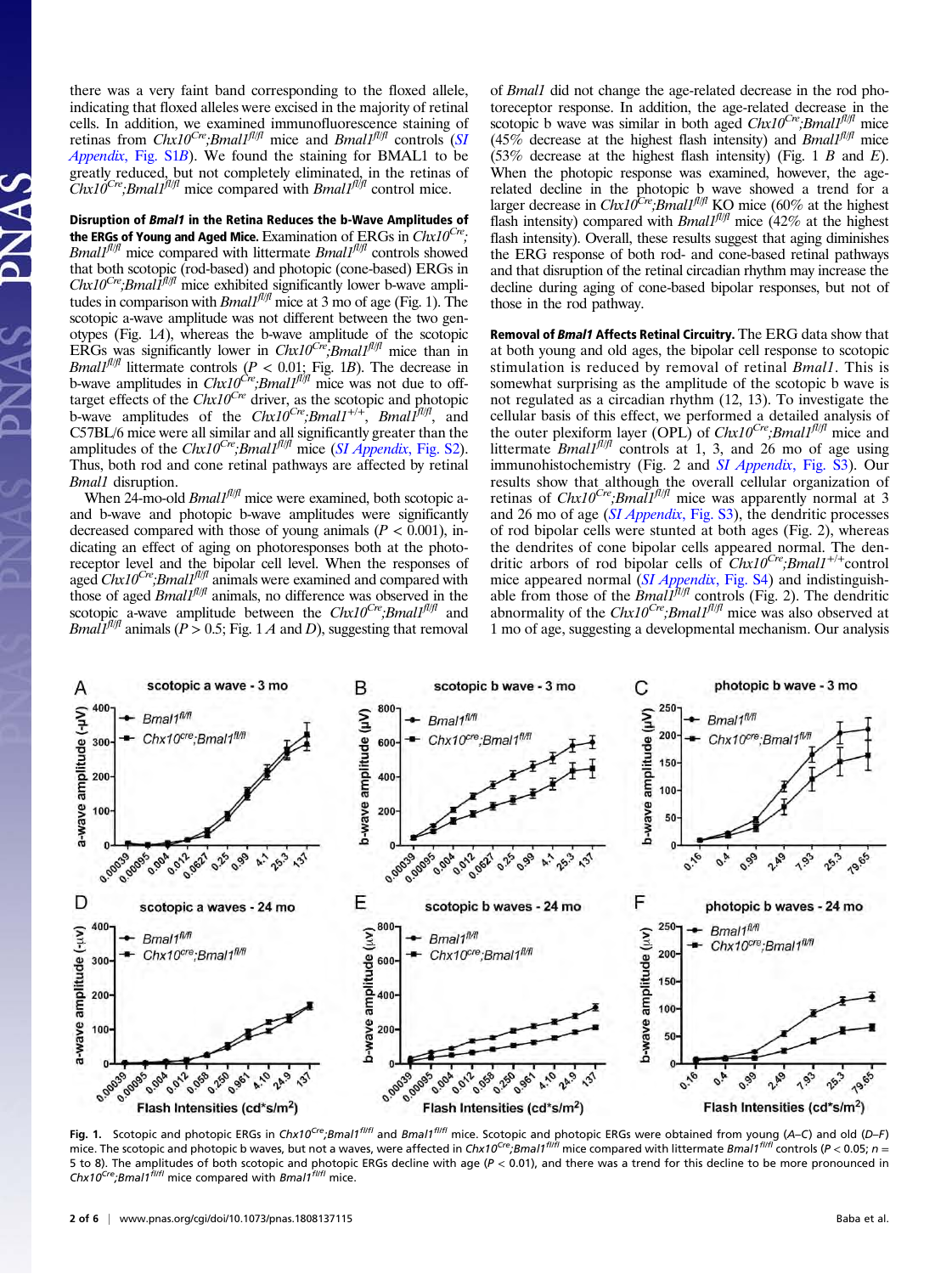there was a very faint band corresponding to the floxed allele, indicating that floxed alleles were excised in the majority of retinal cells. In addition, we examined immunofluorescence staining of retinas from $Chx10^{Cre}$;$Bmal1^{fl/fl}$ mice and $Bmal1^{fl/fl}$ controls (*SI Appendix*, Fig. S1*B*). We found the staining for BMAL1 to be greatly reduced, but not completely eliminated, in the retinas of $Chx10^{Cre}$;$Bmal1^{fl/fl}$ mice compared with $Bmal1^{fl/fl}$ control mice.

**Disruption of *Bmal1* in the Retina Reduces the b-Wave Amplitudes of the ERGs of Young and Aged Mice.** Examination of ERGs in $Chx10^{Cre}$;$Bmal1^{fl/fl}$ mice compared with littermate $Bmal1^{fl/fl}$ controls showed that both scotopic (rod-based) and photopic (cone-based) ERGs in $Chx10^{Cre}$;$Bmal1^{fl/fl}$ mice exhibited significantly lower b-wave amplitudes in comparison with $Bmal1^{fl/fl}$ mice at 3 mo of age (Fig. 1). The scotopic a-wave amplitude was not different between the two genotypes (Fig. 1*A*), whereas the b-wave amplitude of the scotopic ERGs was significantly lower in $Chx10^{Cre}$;$Bmal1^{fl/fl}$ mice than in $Bmal1^{fl/fl}$ littermate controls ($P < 0.01$; Fig. 1*B*). The decrease in b-wave amplitudes in $Chx10^{Cre}$;$Bmal1^{fl/fl}$ mice was not due to off-target effects of the $Chx10^{Cre}$ driver, as the scotopic and photopic b-wave amplitudes of the $Chx10^{Cre}$;$Bmal1^{+/+}$, $Bmal1^{fl/fl}$, and C57BL/6 mice were all similar and all significantly greater than the amplitudes of the $Chx10^{Cre}$;$Bmal1^{fl/fl}$ mice (*SI Appendix*, Fig. S2). Thus, both rod and cone retinal pathways are affected by retinal *Bmal1* disruption.

When 24-mo-old $Bmal1^{fl/fl}$ mice were examined, both scotopic a- and b-wave and photopic b-wave amplitudes were significantly decreased compared with those of young animals ($P < 0.001$), indicating an effect of aging on photoresponses both at the photoreceptor level and the bipolar cell level. When the responses of aged $Chx10^{Cre}$;$Bmal1^{fl/fl}$ animals were examined and compared with those of aged $Bmal1^{fl/fl}$ animals, no difference was observed in the scotopic a-wave amplitude between the $Chx10^{Cre}$;$Bmal1^{fl/fl}$ and $Bmal1^{fl/fl}$ animals ($P > 0.5$; Fig. 1 *A* and *D*), suggesting that removal of *Bmal1* did not change the age-related decrease in the rod photoreceptor response. In addition, the age-related decrease in the scotopic b wave was similar in both aged $Chx10^{Cre}$;$Bmal1^{fl/fl}$ mice (45% decrease at the highest flash intensity) and $Bmal1^{fl/fl}$ mice (53% decrease at the highest flash intensity) (Fig. 1 *B* and *E*). When the photopic response was examined, however, the age-related decline in the photopic b wave showed a trend for a larger decrease in $Chx10^{Cre}$;$Bmal1^{fl/fl}$ KO mice (60% at the highest flash intensity) compared with $Bmal1^{fl/fl}$ mice (42% at the highest flash intensity). Overall, these results suggest that aging diminishes the ERG response of both rod- and cone-based retinal pathways and that disruption of the retinal circadian rhythm may increase the decline during aging of cone-based bipolar responses, but not of those in the rod pathway.

**Removal of *Bmal1* Affects Retinal Circuitry.** The ERG data show that at both young and old ages, the bipolar cell response to scotopic stimulation is reduced by removal of retinal *Bmal1*. This is somewhat surprising as the amplitude of the scotopic b wave is not regulated as a circadian rhythm (12, 13). To investigate the cellular basis of this effect, we performed a detailed analysis of the outer plexiform layer (OPL) of $Chx10^{Cre}$;$Bmal1^{fl/fl}$ mice and littermate $Bmal1^{fl/fl}$ controls at 1, 3, and 26 mo of age using immunohistochemistry (Fig. 2 and *SI Appendix*, Fig. S3). Our results show that although the overall cellular organization of retinas of $Chx10^{Cre}$;$Bmal1^{fl/fl}$ mice was apparently normal at 3 and 26 mo of age (*SI Appendix*, Fig. S3), the dendritic processes of rod bipolar cells were stunted at both ages (Fig. 2), whereas the dendrites of cone bipolar cells appeared normal. The dendritic arbors of rod bipolar cells of $Chx10^{Cre}$;$Bmal1^{+/+}$control mice appeared normal (*SI Appendix*, Fig. S4) and indistinguishable from those of the $Bmal1^{fl/fl}$ controls (Fig. 2). The dendritic abnormality of the $Chx10^{Cre}$;$Bmal1^{fl/fl}$ mice was also observed at 1 mo of age, suggesting a developmental mechanism. Our analysis

**Fig. 1.** Scotopic and photopic ERGs in $Chx10^{Cre}$;$Bmal1^{fl/fl}$ and $Bmal1^{fl/fl}$ mice. Scotopic and photopic ERGs were obtained from young (*A–C*) and old (*D–F*) mice. The scotopic and photopic b waves, but not a waves, were affected in $Chx10^{Cre}$;$Bmal1^{fl/fl}$ mice compared with littermate $Bmal1^{fl/fl}$ controls ($P < 0.05$; $n$ = 5 to 8). The amplitudes of both scotopic and photopic ERGs decline with age ($P < 0.01$), and there was a trend for this decline to be more pronounced in $Chx10^{Cre}$;$Bmal1^{fl/fl}$ mice compared with $Bmal1^{fl/fl}$ mice.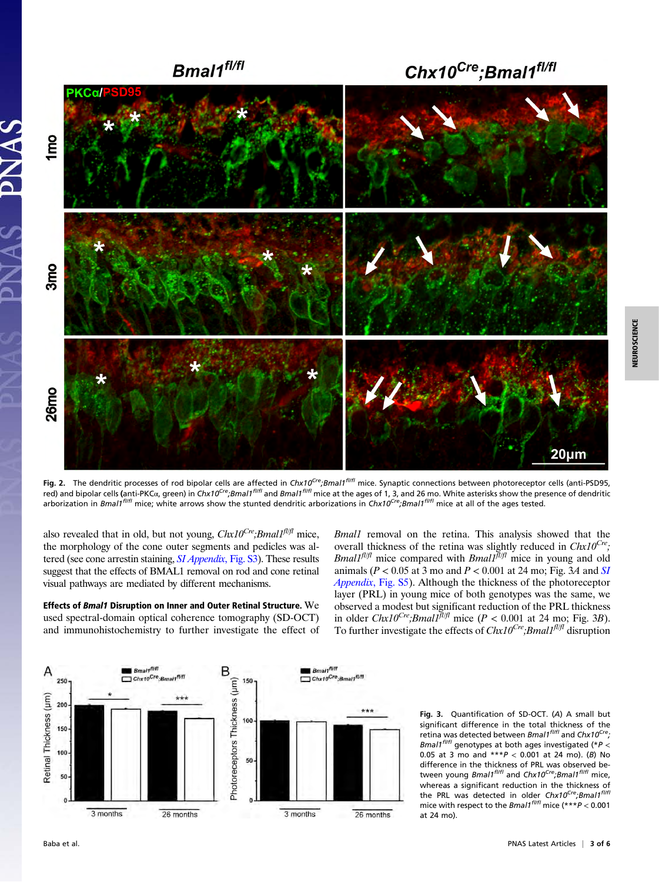**Fig. 2.** The dendritic processes of rod bipolar cells are affected in *Chx10*$^{Cre}$;*Bmal1*$^{fl/fl}$ mice. Synaptic connections between photoreceptor cells (anti-PSD95, red) and bipolar cells (anti-PKCα, green) in *Chx10*$^{Cre}$;*Bmal1*$^{fl/fl}$ and *Bmal1*$^{fl/fl}$ mice at the ages of 1, 3, and 26 mo. White asterisks show the presence of dendritic arborization in *Bmal1*$^{fl/fl}$ mice; white arrows show the stunted dendritic arborizations in *Chx10*$^{Cre}$;*Bmal1*$^{fl/fl}$ mice at all of the ages tested.

also revealed that in old, but not young, *Chx10*$^{Cre}$;*Bmal1*$^{fl/fl}$ mice, the morphology of the cone outer segments and pedicles was altered (see cone arrestin staining, *SI Appendix*, Fig. S3). These results suggest that the effects of BMAL1 removal on rod and cone retinal visual pathways are mediated by different mechanisms.

**Effects of *Bmal1* Disruption on Inner and Outer Retinal Structure.** We used spectral-domain optical coherence tomography (SD-OCT) and immunohistochemistry to further investigate the effect of *Bmal1* removal on the retina. This analysis showed that the overall thickness of the retina was slightly reduced in *Chx10*$^{Cre}$;*Bmal1*$^{fl/fl}$ mice compared with *Bmal1*$^{fl/fl}$ mice in young and old animals ($P < 0.05$ at 3 mo and $P < 0.001$ at 24 mo; Fig. 3*A* and *SI Appendix*, Fig. S5). Although the thickness of the photoreceptor layer (PRL) in young mice of both genotypes was the same, we observed a modest but significant reduction of the PRL thickness in older *Chx10*$^{Cre}$;*Bmal1*$^{fl/fl}$ mice ($P < 0.001$ at 24 mo; Fig. 3*B*). To further investigate the effects of *Chx10*$^{Cre}$;*Bmal1*$^{fl/fl}$ disruption

**Fig. 3.** Quantification of SD-OCT. (*A*) A small but significant difference in the total thickness of the retina was detected between *Bmal1*$^{fl/fl}$ and *Chx10*$^{Cre}$;*Bmal1*$^{fl/fl}$ genotypes at both ages investigated (*$P < 0.05$ at 3 mo and ***$P < 0.001$ at 24 mo). (*B*) No difference in the thickness of PRL was observed between young *Bmal1*$^{fl/fl}$ and *Chx10*$^{Cre}$;*Bmal1*$^{fl/fl}$ mice, whereas a significant reduction in the thickness of the PRL was detected in older *Chx10*$^{Cre}$;*Bmal1*$^{fl/fl}$ mice with respect to the *Bmal1*$^{fl/fl}$ mice (***$P < 0.001$ at 24 mo).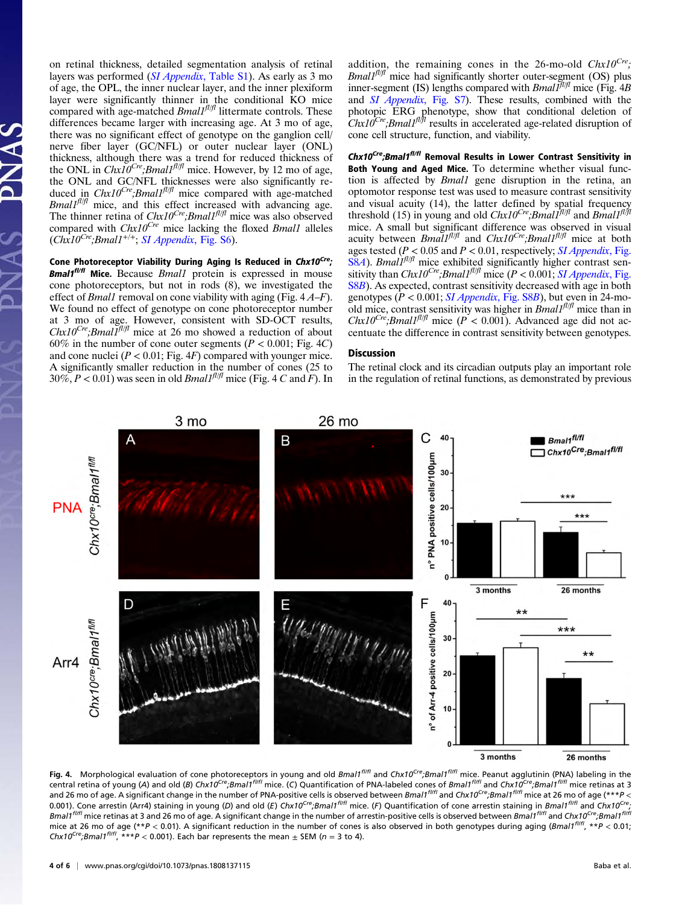on retinal thickness, detailed segmentation analysis of retinal layers was performed (*SI Appendix*, Table S1). As early as 3 mo of age, the OPL, the inner nuclear layer, and the inner plexiform layer were significantly thinner in the conditional KO mice compared with age-matched *Bmal1*$^{fl/fl}$ littermate controls. These differences became larger with increasing age. At 3 mo of age, there was no significant effect of genotype on the ganglion cell/nerve fiber layer (GC/NFL) or outer nuclear layer (ONL) thickness, although there was a trend for reduced thickness of the ONL in *Chx10*$^{Cre}$*;Bmal1*$^{fl/fl}$ mice. However, by 12 mo of age, the ONL and GC/NFL thicknesses were also significantly reduced in *Chx10*$^{Cre}$*;Bmal1*$^{fl/fl}$ mice compared with age-matched *Bmal1*$^{fl/fl}$ mice, and this effect increased with advancing age. The thinner retina of *Chx10*$^{Cre}$*;Bmal1*$^{fl/fl}$ mice was also observed compared with *Chx10*$^{Cre}$ mice lacking the floxed *Bmal1* alleles (*Chx10*$^{Cre}$*;Bmal1*$^{+/+}$; *SI Appendix*, Fig. S6).

**Cone Photoreceptor Viability During Aging Is Reduced in *Chx10*$^{Cre}$*;Bmal1*$^{fl/fl}$ Mice.** Because *Bmal1* protein is expressed in mouse cone photoreceptors, but not in rods (8), we investigated the effect of *Bmal1* removal on cone viability with aging (Fig. 4 *A*–*F*). We found no effect of genotype on cone photoreceptor number at 3 mo of age. However, consistent with SD-OCT results, *Chx10*$^{Cre}$*;Bmal1*$^{fl/fl}$ mice at 26 mo showed a reduction of about 60% in the number of cone outer segments ($P < 0.001$; Fig. 4*C*) and cone nuclei ($P < 0.01$; Fig. 4*F*) compared with younger mice. A significantly smaller reduction in the number of cones (25 to 30%, $P < 0.01$) was seen in old *Bmal1*$^{fl/fl}$ mice (Fig. 4 *C* and *F*). In addition, the remaining cones in the 26-mo-old *Chx10*$^{Cre}$*; Bmal1*$^{fl/fl}$ mice had significantly shorter outer-segment (OS) plus inner-segment (IS) lengths compared with *Bmal1*$^{fl/fl}$ mice (Fig. 4*B* and *SI Appendix*, Fig. S7). These results, combined with the photopic ERG phenotype, show that conditional deletion of *Chx10*$^{Cre}$*;Bmal1*$^{fl/fl}$ results in accelerated age-related disruption of cone cell structure, function, and viability.

**Chx10$^{Cre}$;Bmal1$^{fl/fl}$ Removal Results in Lower Contrast Sensitivity in Both Young and Aged Mice.** To determine whether visual function is affected by *Bmal1* gene disruption in the retina, an optomotor response test was used to measure contrast sensitivity and visual acuity (14), the latter defined by spatial frequency threshold (15) in young and old *Chx10*$^{Cre}$*;Bmal1*$^{fl/fl}$ and *Bmal1*$^{fl/fl}$ mice. A small but significant difference was observed in visual acuity between *Bmal1*$^{fl/fl}$ and *Chx10*$^{Cre}$*;Bmal1*$^{fl/fl}$ mice at both ages tested ($P < 0.05$ and $P < 0.01$, respectively; *SI Appendix*, Fig. S8*A*). *Bmal1*$^{fl/fl}$ mice exhibited significantly higher contrast sensitivity than *Chx10*$^{Cre}$*;Bmal1*$^{fl/fl}$ mice ($P < 0.001$; *SI Appendix*, Fig. S8*B*). As expected, contrast sensitivity decreased with age in both genotypes ($P < 0.001$; *SI Appendix*, Fig. S8*B*), but even in 24-mo-old mice, contrast sensitivity was higher in *Bmal1*$^{fl/fl}$ mice than in *Chx10*$^{Cre}$*;Bmal1*$^{fl/fl}$ mice ($P < 0.001$). Advanced age did not accentuate the difference in contrast sensitivity between genotypes.

## Discussion

The retinal clock and its circadian outputs play an important role in the regulation of retinal functions, as demonstrated by previous

**Fig. 4.** Morphological evaluation of cone photoreceptors in young and old *Bmal1*$^{fl/fl}$ and *Chx10*$^{Cre}$*;Bmal1*$^{fl/fl}$ mice. Peanut agglutinin (PNA) labeling in the central retina of young (*A*) and old (*B*) *Chx10*$^{Cre}$*;Bmal1*$^{fl/fl}$ mice. (*C*) Quantification of PNA-labeled cones of *Bmal1*$^{fl/fl}$ and *Chx10*$^{Cre}$*;Bmal1*$^{fl/fl}$ mice retinas at 3 and 26 mo of age. A significant change in the number of PNA-positive cells is observed between *Bmal1*$^{fl/fl}$ and *Chx10*$^{Cre}$*;Bmal1*$^{fl/fl}$ mice at 26 mo of age (\*\*\*$P < 0.001$). Cone arrestin (Arr4) staining in young (*D*) and old (*E*) *Chx10*$^{Cre}$*;Bmal1*$^{fl/fl}$ mice. (*F*) Quantification of cone arrestin staining in *Bmal1*$^{fl/fl}$ and *Chx10*$^{Cre}$*;Bmal1*$^{fl/fl}$ mice retinas at 3 and 26 mo of age. A significant change in the number of arrestin-positive cells is observed between *Bmal1*$^{fl/fl}$ and *Chx10*$^{Cre}$*;Bmal1*$^{fl/fl}$ mice at 26 mo of age (\*\*$P < 0.01$). A significant reduction in the number of cones is also observed in both genotypes during aging (*Bmal1*$^{fl/fl}$, \*\*$P < 0.01$; *Chx10*$^{Cre}$*;Bmal1*$^{fl/fl}$, \*\*\*$P < 0.001$). Each bar represents the mean ± SEM ($n$ = 3 to 4).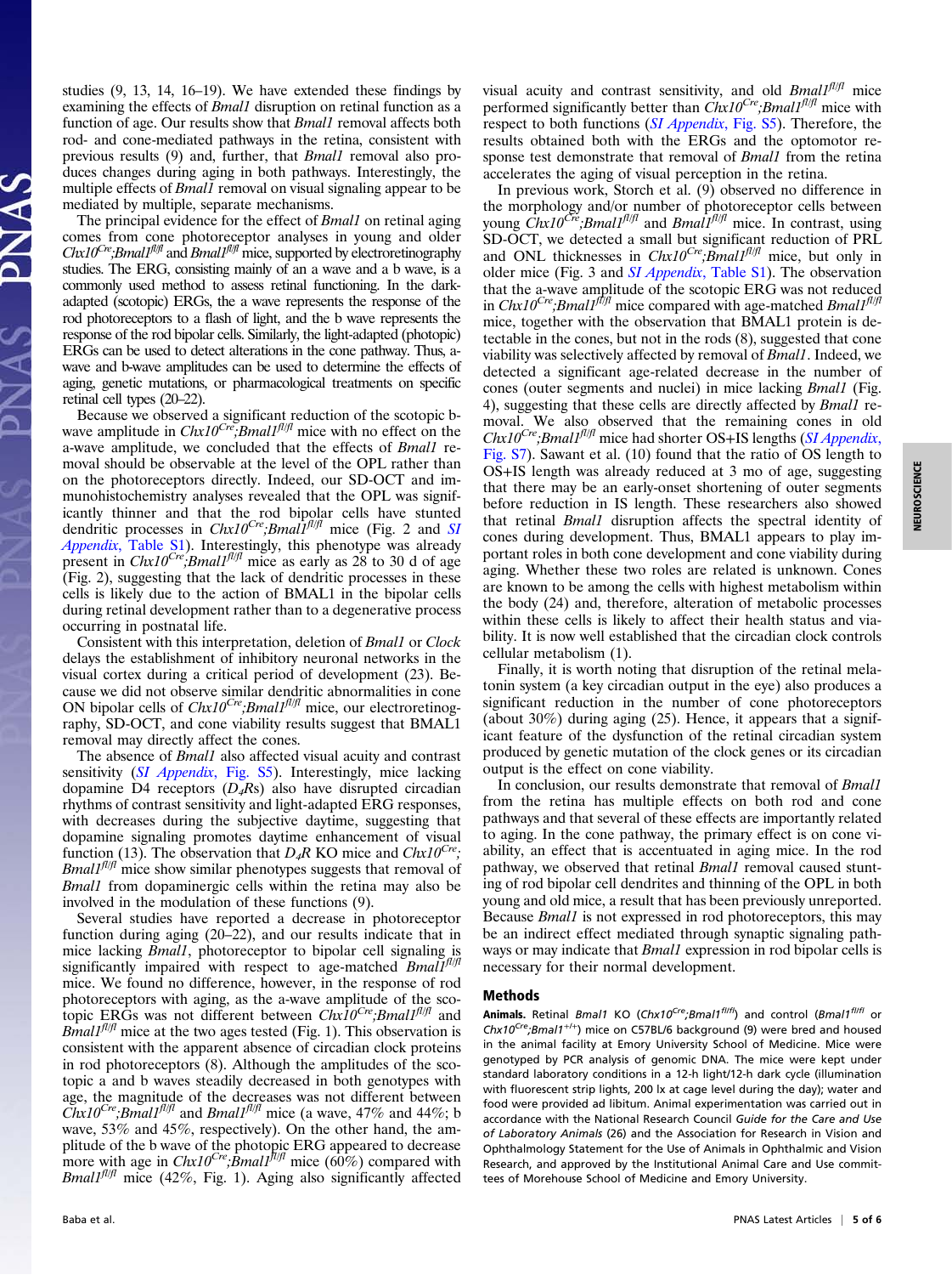studies (9, 13, 14, 16–19). We have extended these findings by examining the effects of *Bmal1* disruption on retinal function as a function of age. Our results show that *Bmal1* removal affects both rod- and cone-mediated pathways in the retina, consistent with previous results (9) and, further, that *Bmal1* removal also produces changes during aging in both pathways. Interestingly, the multiple effects of *Bmal1* removal on visual signaling appear to be mediated by multiple, separate mechanisms.

The principal evidence for the effect of *Bmal1* on retinal aging comes from cone photoreceptor analyses in young and older $Chx10^{Cre}$;$Bmal1^{fl/fl}$ and $Bmal1^{fl/fl}$ mice, supported by electroretinography studies. The ERG, consisting mainly of an a wave and a b wave, is a commonly used method to assess retinal functioning. In the dark-adapted (scotopic) ERGs, the a wave represents the response of the rod photoreceptors to a flash of light, and the b wave represents the response of the rod bipolar cells. Similarly, the light-adapted (photopic) ERGs can be used to detect alterations in the cone pathway. Thus, a-wave and b-wave amplitudes can be used to determine the effects of aging, genetic mutations, or pharmacological treatments on specific retinal cell types (20–22).

Because we observed a significant reduction of the scotopic b-wave amplitude in $Chx10^{Cre}$;$Bmal1^{fl/fl}$ mice with no effect on the a-wave amplitude, we concluded that the effects of *Bmal1* removal should be observable at the level of the OPL rather than on the photoreceptors directly. Indeed, our SD-OCT and immunohistochemistry analyses revealed that the OPL was significantly thinner and that the rod bipolar cells have stunted dendritic processes in $Chx10^{Cre}$;$Bmal1^{fl/fl}$ mice (Fig. 2 and *SI Appendix*, Table S1). Interestingly, this phenotype was already present in $Chx10^{Cre}$;$Bmal1^{fl/fl}$ mice as early as 28 to 30 d of age (Fig. 2), suggesting that the lack of dendritic processes in these cells is likely due to the action of BMAL1 in the bipolar cells during retinal development rather than to a degenerative process occurring in postnatal life.

Consistent with this interpretation, deletion of *Bmal1* or *Clock* delays the establishment of inhibitory neuronal networks in the visual cortex during a critical period of development (23). Because we did not observe similar dendritic abnormalities in cone ON bipolar cells of $Chx10^{Cre}$;$Bmal1^{fl/fl}$ mice, our electroretinography, SD-OCT, and cone viability results suggest that BMAL1 removal may directly affect the cones.

The absence of *Bmal1* also affected visual acuity and contrast sensitivity (*SI Appendix*, Fig. S5). Interestingly, mice lacking dopamine D4 receptors ($D_4$Rs) also have disrupted circadian rhythms of contrast sensitivity and light-adapted ERG responses, with decreases during the subjective daytime, suggesting that dopamine signaling promotes daytime enhancement of visual function (13). The observation that $D_4$R KO mice and $Chx10^{Cre}$;$Bmal1^{fl/fl}$ mice show similar phenotypes suggests that removal of *Bmal1* from dopaminergic cells within the retina may also be involved in the modulation of these functions (9).

Several studies have reported a decrease in photoreceptor function during aging (20–22), and our results indicate that in mice lacking *Bmal1*, photoreceptor to bipolar cell signaling is significantly impaired with respect to age-matched $Bmal1^{fl/fl}$ mice. We found no difference, however, in the response of rod photoreceptors with aging, as the a-wave amplitude of the scotopic ERGs was not different between $Chx10^{Cre}$;$Bmal1^{fl/fl}$ and $Bmal1^{fl/fl}$ mice at the two ages tested (Fig. 1). This observation is consistent with the apparent absence of circadian clock proteins in rod photoreceptors (8). Although the amplitudes of the scotopic a and b waves steadily decreased in both genotypes with age, the magnitude of the decreases was not different between $Chx10^{Cre}$;$Bmal1^{fl/fl}$ and $Bmal1^{fl/fl}$ mice (a wave, 47% and 44%; b wave, 53% and 45%, respectively). On the other hand, the amplitude of the b wave of the photopic ERG appeared to decrease more with age in $Chx10^{Cre}$;$Bmal1^{fl/fl}$ mice (60%) compared with $Bmal1^{fl/fl}$ mice (42%, Fig. 1). Aging also significantly affected visual acuity and contrast sensitivity, and old $Bmal1^{fl/fl}$ mice performed significantly better than $Chx10^{Cre}$;$Bmal1^{fl/fl}$ mice with respect to both functions (*SI Appendix*, Fig. S5). Therefore, the results obtained both with the ERGs and the optomotor response test demonstrate that removal of *Bmal1* from the retina accelerates the aging of visual perception in the retina.

In previous work, Storch et al. (9) observed no difference in the morphology and/or number of photoreceptor cells between young $Chx10^{Cre}$;$Bmal1^{fl/fl}$ and $Bmal1^{fl/fl}$ mice. In contrast, using SD-OCT, we detected a small but significant reduction of PRL and ONL thicknesses in $Chx10^{Cre}$;$Bmal1^{fl/fl}$ mice, but only in older mice (Fig. 3 and *SI Appendix*, Table S1). The observation that the a-wave amplitude of the scotopic ERG was not reduced in $Chx10^{Cre}$;$Bmal1^{fl/fl}$ mice compared with age-matched $Bmal1^{fl/fl}$ mice, together with the observation that BMAL1 protein is detectable in the cones, but not in the rods (8), suggested that cone viability was selectively affected by removal of *Bmal1*. Indeed, we detected a significant age-related decrease in the number of cones (outer segments and nuclei) in mice lacking *Bmal1* (Fig. 4), suggesting that these cells are directly affected by *Bmal1* removal. We also observed that the remaining cones in old $Chx10^{Cre}$;$Bmal1^{fl/fl}$ mice had shorter OS+IS lengths (*SI Appendix*, Fig. S7). Sawant et al. (10) found that the ratio of OS length to OS+IS length was already reduced at 3 mo of age, suggesting that there may be an early-onset shortening of outer segments before reduction in IS length. These researchers also showed that retinal *Bmal1* disruption affects the spectral identity of cones during development. Thus, BMAL1 appears to play important roles in both cone development and cone viability during aging. Whether these two roles are related is unknown. Cones are known to be among the cells with highest metabolism within the body (24) and, therefore, alteration of metabolic processes within these cells is likely to affect their health status and viability. It is now well established that the circadian clock controls cellular metabolism (1).

Finally, it is worth noting that disruption of the retinal melatonin system (a key circadian output in the eye) also produces a significant reduction in the number of cone photoreceptors (about 30%) during aging (25). Hence, it appears that a significant feature of the dysfunction of the retinal circadian system produced by genetic mutation of the clock genes or its circadian output is the effect on cone viability.

In conclusion, our results demonstrate that removal of *Bmal1* from the retina has multiple effects on both rod and cone pathways and that several of these effects are importantly related to aging. In the cone pathway, the primary effect is on cone viability, an effect that is accentuated in aging mice. In the rod pathway, we observed that retinal *Bmal1* removal caused stunting of rod bipolar cell dendrites and thinning of the OPL in both young and old mice, a result that has been previously unreported. Because *Bmal1* is not expressed in rod photoreceptors, this may be an indirect effect mediated through synaptic signaling pathways or may indicate that *Bmal1* expression in rod bipolar cells is necessary for their normal development.

## Methods

**Animals.** Retinal *Bmal1* KO ($Chx10^{Cre}$;$Bmal1^{fl/fl}$) and control ($Bmal1^{fl/fl}$ or $Chx10^{Cre}$;$Bmal1^{+/+}$) mice on C57BL/6 background (9) were bred and housed in the animal facility at Emory University School of Medicine. Mice were genotyped by PCR analysis of genomic DNA. The mice were kept under standard laboratory conditions in a 12-h light/12-h dark cycle (illumination with fluorescent strip lights, 200 lx at cage level during the day); water and food were provided ad libitum. Animal experimentation was carried out in accordance with the National Research Council *Guide for the Care and Use of Laboratory Animals* (26) and the Association for Research in Vision and Ophthalmology Statement for the Use of Animals in Ophthalmic and Vision Research, and approved by the Institutional Animal Care and Use committees of Morehouse School of Medicine and Emory University.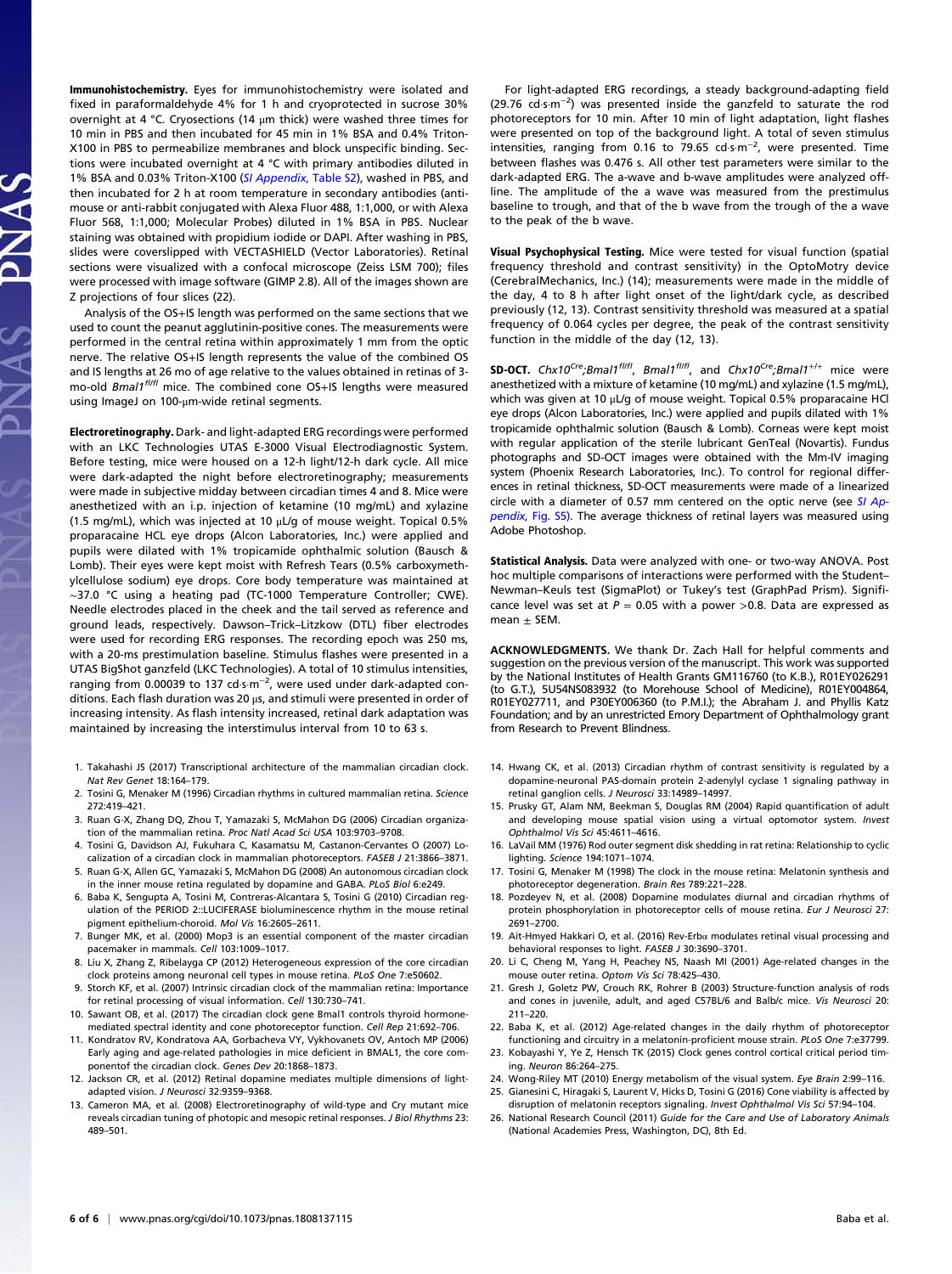**Immunohistochemistry.** Eyes for immunohistochemistry were isolated and fixed in paraformaldehyde 4% for 1 h and cryoprotected in sucrose 30% overnight at 4 °C. Cryosections (14 μm thick) were washed three times for 10 min in PBS and then incubated for 45 min in 1% BSA and 0.4% Triton-X100 in PBS to permeabilize membranes and block unspecific binding. Sections were incubated overnight at 4 °C with primary antibodies diluted in 1% BSA and 0.03% Triton-X100 (*SI Appendix*, Table S2), washed in PBS, and then incubated for 2 h at room temperature in secondary antibodies (anti-mouse or anti-rabbit conjugated with Alexa Fluor 488, 1:1,000, or with Alexa Fluor 568, 1:1,000; Molecular Probes) diluted in 1% BSA in PBS. Nuclear staining was obtained with propidium iodide or DAPI. After washing in PBS, slides were coverslipped with VECTASHIELD (Vector Laboratories). Retinal sections were visualized with a confocal microscope (Zeiss LSM 700); files were processed with image software (GIMP 2.8). All of the images shown are Z projections of four slices (22).

Analysis of the OS+IS length was performed on the same sections that we used to count the peanut agglutinin-positive cones. The measurements were performed in the central retina within approximately 1 mm from the optic nerve. The relative OS+IS length represents the value of the combined OS and IS lengths at 26 mo of age relative to the values obtained in retinas of 3-mo-old $Bmal1^{fl/fl}$ mice. The combined cone OS+IS lengths were measured using ImageJ on 100-μm-wide retinal segments.

**Electroretinography.** Dark- and light-adapted ERG recordings were performed with an LKC Technologies UTAS E-3000 Visual Electrodiagnostic System. Before testing, mice were housed on a 12-h light/12-h dark cycle. All mice were dark-adapted the night before electroretinography; measurements were made in subjective midday between circadian times 4 and 8. Mice were anesthetized with an i.p. injection of ketamine (10 mg/mL) and xylazine (1.5 mg/mL), which was injected at 10 μL/g of mouse weight. Topical 0.5% proparacaine HCL eye drops (Alcon Laboratories, Inc.) were applied and pupils were dilated with 1% tropicamide ophthalmic solution (Bausch & Lomb). Their eyes were kept moist with Refresh Tears (0.5% carboxymethylcellulose sodium) eye drops. Core body temperature was maintained at ~37.0 °C using a heating pad (TC-1000 Temperature Controller; CWE). Needle electrodes placed in the cheek and the tail served as reference and ground leads, respectively. Dawson–Trick–Litzkow (DTL) fiber electrodes were used for recording ERG responses. The recording epoch was 250 ms, with a 20-ms prestimulation baseline. Stimulus flashes were presented in a UTAS BigShot ganzfeld (LKC Technologies). A total of 10 stimulus intensities, ranging from 0.00039 to 137 cd·s·m$^{-2}$, were used under dark-adapted conditions. Each flash duration was 20 μs, and stimuli were presented in order of increasing intensity. As flash intensity increased, retinal dark adaptation was maintained by increasing the interstimulus interval from 10 to 63 s.

For light-adapted ERG recordings, a steady background-adapting field (29.76 cd·s·m$^{-2}$) was presented inside the ganzfeld to saturate the rod photoreceptors for 10 min. After 10 min of light adaptation, light flashes were presented on top of the background light. A total of seven stimulus intensities, ranging from 0.16 to 79.65 cd·s·m$^{-2}$, were presented. Time between flashes was 0.476 s. All other test parameters were similar to the dark-adapted ERG. The a-wave and b-wave amplitudes were analyzed offline. The amplitude of the a wave was measured from the prestimulus baseline to trough, and that of the b wave from the trough of the a wave to the peak of the b wave.

**Visual Psychophysical Testing.** Mice were tested for visual function (spatial frequency threshold and contrast sensitivity) in the OptoMotry device (CerebralMechanics, Inc.) (14); measurements were made in the middle of the day, 4 to 8 h after light onset of the light/dark cycle, as described previously (12, 13). Contrast sensitivity threshold was measured at a spatial frequency of 0.064 cycles per degree, the peak of the contrast sensitivity function in the middle of the day (12, 13).

**SD-OCT.** $Chx10^{Cre}$;$Bmal1^{fl/fl}$, $Bmal1^{fl/fl}$, and $Chx10^{Cre}$;$Bmal1^{+/+}$ mice were anesthetized with a mixture of ketamine (10 mg/mL) and xylazine (1.5 mg/mL), which was given at 10 μL/g of mouse weight. Topical 0.5% proparacaine HCl eye drops (Alcon Laboratories, Inc.) were applied and pupils dilated with 1% tropicamide ophthalmic solution (Bausch & Lomb). Corneas were kept moist with regular application of the sterile lubricant GenTeal (Novartis). Fundus photographs and SD-OCT images were obtained with the Mm-IV imaging system (Phoenix Research Laboratories, Inc.). To control for regional differences in retinal thickness, SD-OCT measurements were made of a linearized circle with a diameter of 0.57 mm centered on the optic nerve (see *SI Appendix*, Fig. S5). The average thickness of retinal layers was measured using Adobe Photoshop.

**Statistical Analysis.** Data were analyzed with one- or two-way ANOVA. Post hoc multiple comparisons of interactions were performed with the Student–Newman–Keuls test (SigmaPlot) or Tukey's test (GraphPad Prism). Significance level was set at $P = 0.05$ with a power >0.8. Data are expressed as mean ± SEM.

**ACKNOWLEDGMENTS.** We thank Dr. Zach Hall for helpful comments and suggestion on the previous version of the manuscript. This work was supported by the National Institutes of Health Grants GM116760 (to K.B.), R01EY026291 (to G.T.), 5U54NS083932 (to Morehouse School of Medicine), R01EY004864, R01EY027711, and P30EY006360 (to P.M.I.); the Abraham J. and Phyllis Katz Foundation; and by an unrestricted Emory Department of Ophthalmology grant from Research to Prevent Blindness.

1. Takahashi JS (2017) Transcriptional architecture of the mammalian circadian clock. *Nat Rev Genet* 18:164–179.
2. Tosini G, Menaker M (1996) Circadian rhythms in cultured mammalian retina. *Science* 272:419–421.
3. Ruan G-X, Zhang DQ, Zhou T, Yamazaki S, McMahon DG (2006) Circadian organization of the mammalian retina. *Proc Natl Acad Sci USA* 103:9703–9708.
4. Tosini G, Davidson AJ, Fukuhara C, Kasamatsu M, Castanon-Cervantes O (2007) Localization of a circadian clock in mammalian photoreceptors. *FASEB J* 21:3866–3871.
5. Ruan G-X, Allen GC, Yamazaki S, McMahon DG (2008) An autonomous circadian clock in the inner mouse retina regulated by dopamine and GABA. *PLoS Biol* 6:e249.
6. Baba K, Sengupta A, Tosini M, Contreras-Alcantara S, Tosini G (2010) Circadian regulation of the PERIOD 2::LUCIFERASE bioluminescence rhythm in the mouse retinal pigment epithelium-choroid. *Mol Vis* 16:2605–2611.
7. Bunger MK, et al. (2000) Mop3 is an essential component of the master circadian pacemaker in mammals. *Cell* 103:1009–1017.
8. Liu X, Zhang Z, Ribelayga CP (2012) Heterogeneous expression of the core circadian clock proteins among neuronal cell types in mouse retina. *PLoS One* 7:e50602.
9. Storch KF, et al. (2007) Intrinsic circadian clock of the mammalian retina: Importance for retinal processing of visual information. *Cell* 130:730–741.
10. Sawant OB, et al. (2017) The circadian clock gene Bmal1 controls thyroid hormone-mediated spectral identity and cone photoreceptor function. *Cell Rep* 21:692–706.
11. Kondratov RV, Kondratova AA, Gorbacheva VY, Vykhovanets OV, Antoch MP (2006) Early aging and age-related pathologies in mice deficient in BMAL1, the core componentof the circadian clock. *Genes Dev* 20:1868–1873.
12. Jackson CR, et al. (2012) Retinal dopamine mediates multiple dimensions of light-adapted vision. *J Neurosci* 32:9359–9368.
13. Cameron MA, et al. (2008) Electroretinography of wild-type and Cry mutant mice reveals circadian tuning of photopic and mesopic retinal responses. *J Biol Rhythms* 23: 489–501.
14. Hwang CK, et al. (2013) Circadian rhythm of contrast sensitivity is regulated by a dopamine-neuronal PAS-domain protein 2-adenylyl cyclase 1 signaling pathway in retinal ganglion cells. *J Neurosci* 33:14989–14997.
15. Prusky GT, Alam NM, Beekman S, Douglas RM (2004) Rapid quantification of adult and developing mouse spatial vision using a virtual optomotor system. *Invest Ophthalmol Vis Sci* 45:4611–4616.
16. LaVail MM (1976) Rod outer segment disk shedding in rat retina: Relationship to cyclic lighting. *Science* 194:1071–1074.
17. Tosini G, Menaker M (1998) The clock in the mouse retina: Melatonin synthesis and photoreceptor degeneration. *Brain Res* 789:221–228.
18. Pozdeyev N, et al. (2008) Dopamine modulates diurnal and circadian rhythms of protein phosphorylation in photoreceptor cells of mouse retina. *Eur J Neurosci* 27: 2691–2700.
19. Ait-Hmyed Hakkari O, et al. (2016) Rev-Erbα modulates retinal visual processing and behavioral responses to light. *FASEB J* 30:3690–3701.
20. Li C, Cheng M, Yang H, Peachey NS, Naash MI (2001) Age-related changes in the mouse outer retina. *Optom Vis Sci* 78:425–430.
21. Gresh J, Goletz PW, Crouch RK, Rohrer B (2003) Structure-function analysis of rods and cones in juvenile, adult, and aged C57BL/6 and Balb/c mice. *Vis Neurosci* 20: 211–220.
22. Baba K, et al. (2012) Age-related changes in the daily rhythm of photoreceptor functioning and circuitry in a melatonin-proficient mouse strain. *PLoS One* 7:e37799.
23. Kobayashi Y, Ye Z, Hensch TK (2015) Clock genes control cortical critical period timing. *Neuron* 86:264–275.
24. Wong-Riley MT (2010) Energy metabolism of the visual system. *Eye Brain* 2:99–116.
25. Gianesini C, Hiragaki S, Laurent V, Hicks D, Tosini G (2016) Cone viability is affected by disruption of melatonin receptors signaling. *Invest Ophthalmol Vis Sci* 57:94–104.
26. National Research Council (2011) *Guide for the Care and Use of Laboratory Animals* (National Academies Press, Washington, DC), 8th Ed.